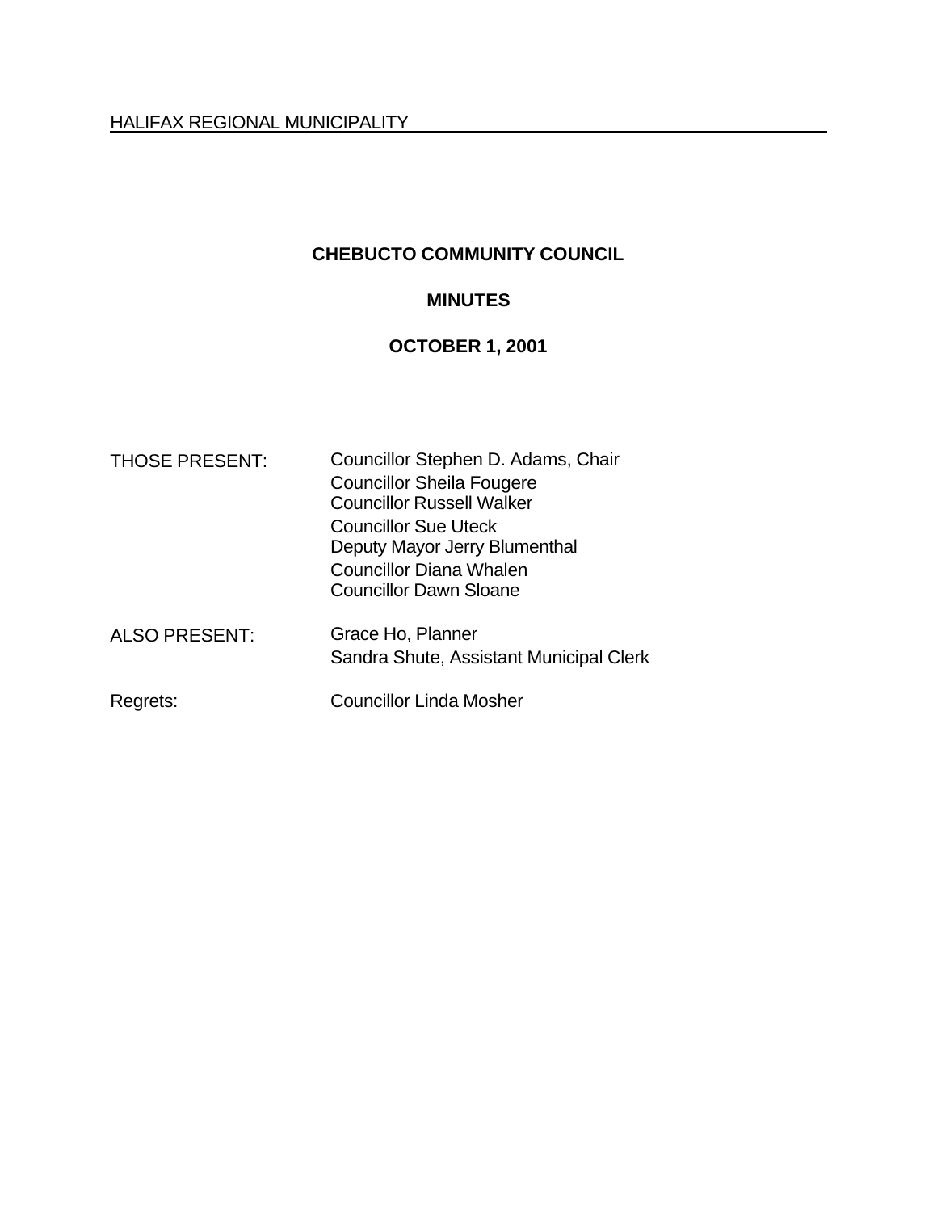HALIFAX REGIONAL MUNICIPALITY

# CHEBUCTO COMMUNITY COUNCIL

## MINUTES

## OCTOBER 1, 2001

| | |
|---|---|
| THOSE PRESENT: | Councillor Stephen D. Adams, Chair<br>Councillor Sheila Fougere<br>Councillor Russell Walker<br>Councillor Sue Uteck<br>Deputy Mayor Jerry Blumenthal<br>Councillor Diana Whalen<br>Councillor Dawn Sloane |
| ALSO PRESENT: | Grace Ho, Planner<br>Sandra Shute, Assistant Municipal Clerk |
| Regrets: | Councillor Linda Mosher |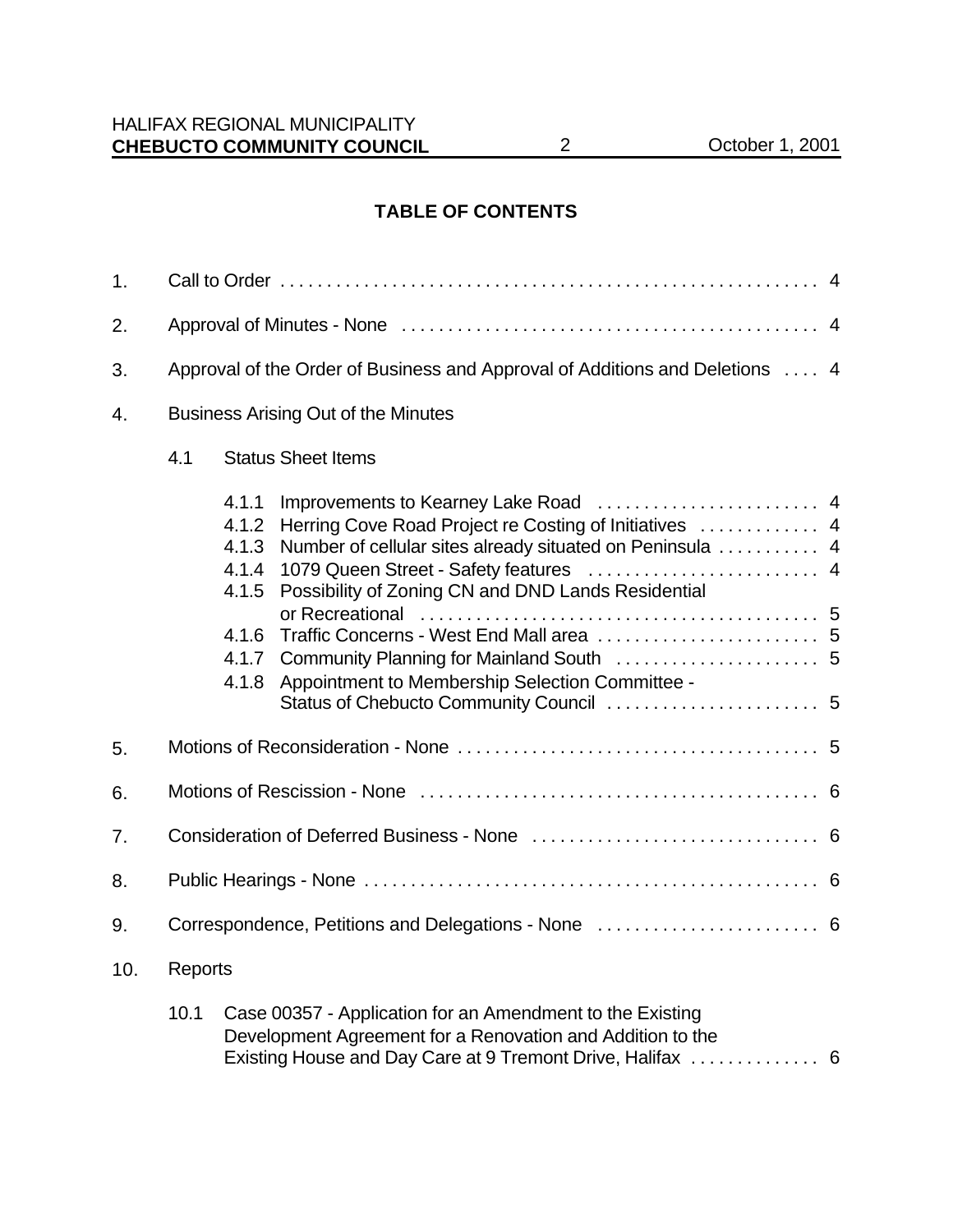## TABLE OF CONTENTS

1. Call to Order . . . . . . . . . . . . . . . . . . . . . . . . . . . . . . . . . . . . . . . . . . . . . . . . . . . . . . . . . 4

2. Approval of Minutes - None . . . . . . . . . . . . . . . . . . . . . . . . . . . . . . . . . . . . . . . . . . . . . 4

3. Approval of the Order of Business and Approval of Additions and Deletions . . . . 4

4. Business Arising Out of the Minutes

   4.1 Status Sheet Items

      4.1.1 Improvements to Kearney Lake Road . . . . . . . . . . . . . . . . . . . . . . . . 4
      4.1.2 Herring Cove Road Project re Costing of Initiatives . . . . . . . . . . . . . 4
      4.1.3 Number of cellular sites already situated on Peninsula . . . . . . . . . . . 4
      4.1.4 1079 Queen Street - Safety features . . . . . . . . . . . . . . . . . . . . . . . . . 4
      4.1.5 Possibility of Zoning CN and DND Lands Residential or Recreational . . . . . . . . . . . . . . . . . . . . . . . . . . . . . . . . . . . . . . . . . . 5
      4.1.6 Traffic Concerns - West End Mall area . . . . . . . . . . . . . . . . . . . . . . . . 5
      4.1.7 Community Planning for Mainland South . . . . . . . . . . . . . . . . . . . . . . 5
      4.1.8 Appointment to Membership Selection Committee - Status of Chebucto Community Council . . . . . . . . . . . . . . . . . . . . . . . 5

5. Motions of Reconsideration - None . . . . . . . . . . . . . . . . . . . . . . . . . . . . . . . . . . . . . . . 5

6. Motions of Rescission - None . . . . . . . . . . . . . . . . . . . . . . . . . . . . . . . . . . . . . . . . . . . 6

7. Consideration of Deferred Business - None . . . . . . . . . . . . . . . . . . . . . . . . . . . . . . . 6

8. Public Hearings - None . . . . . . . . . . . . . . . . . . . . . . . . . . . . . . . . . . . . . . . . . . . . . . . . . 6

9. Correspondence, Petitions and Delegations - None . . . . . . . . . . . . . . . . . . . . . . . . 6

10. Reports

   10.1 Case 00357 - Application for an Amendment to the Existing Development Agreement for a Renovation and Addition to the Existing House and Day Care at 9 Tremont Drive, Halifax . . . . . . . . . . . . . 6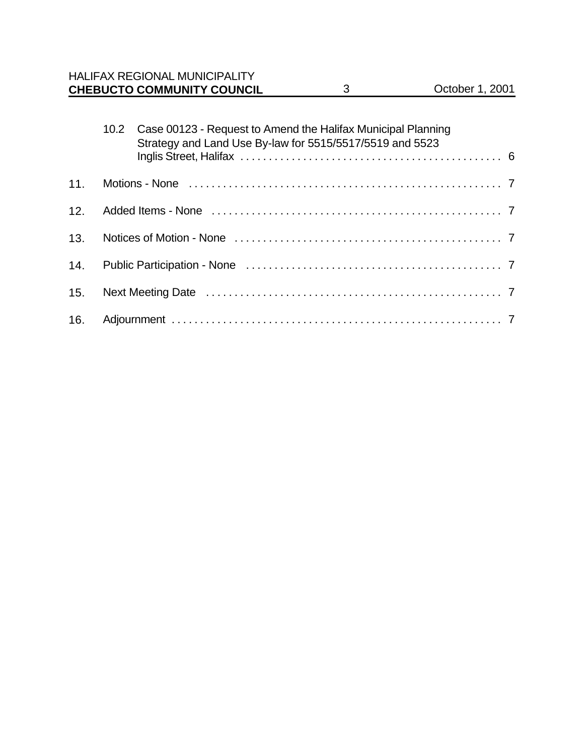10.2 Case 00123 - Request to Amend the Halifax Municipal Planning Strategy and Land Use By-law for 5515/5517/5519 and 5523 Inglis Street, Halifax . . . . . . . . . . . . . . . . . . . . . . . . . . . . . . . . . . . . . . . . . . . . . 6

11. Motions - None . . . . . . . . . . . . . . . . . . . . . . . . . . . . . . . . . . . . . . . . . . . . . . . . . . . . . 7

12. Added Items - None . . . . . . . . . . . . . . . . . . . . . . . . . . . . . . . . . . . . . . . . . . . . . . . . . . 7

13. Notices of Motion - None . . . . . . . . . . . . . . . . . . . . . . . . . . . . . . . . . . . . . . . . . . . . . . 7

14. Public Participation - None . . . . . . . . . . . . . . . . . . . . . . . . . . . . . . . . . . . . . . . . . . . . 7

15. Next Meeting Date . . . . . . . . . . . . . . . . . . . . . . . . . . . . . . . . . . . . . . . . . . . . . . . . . . . 7

16. Adjournment . . . . . . . . . . . . . . . . . . . . . . . . . . . . . . . . . . . . . . . . . . . . . . . . . . . . . . . . 7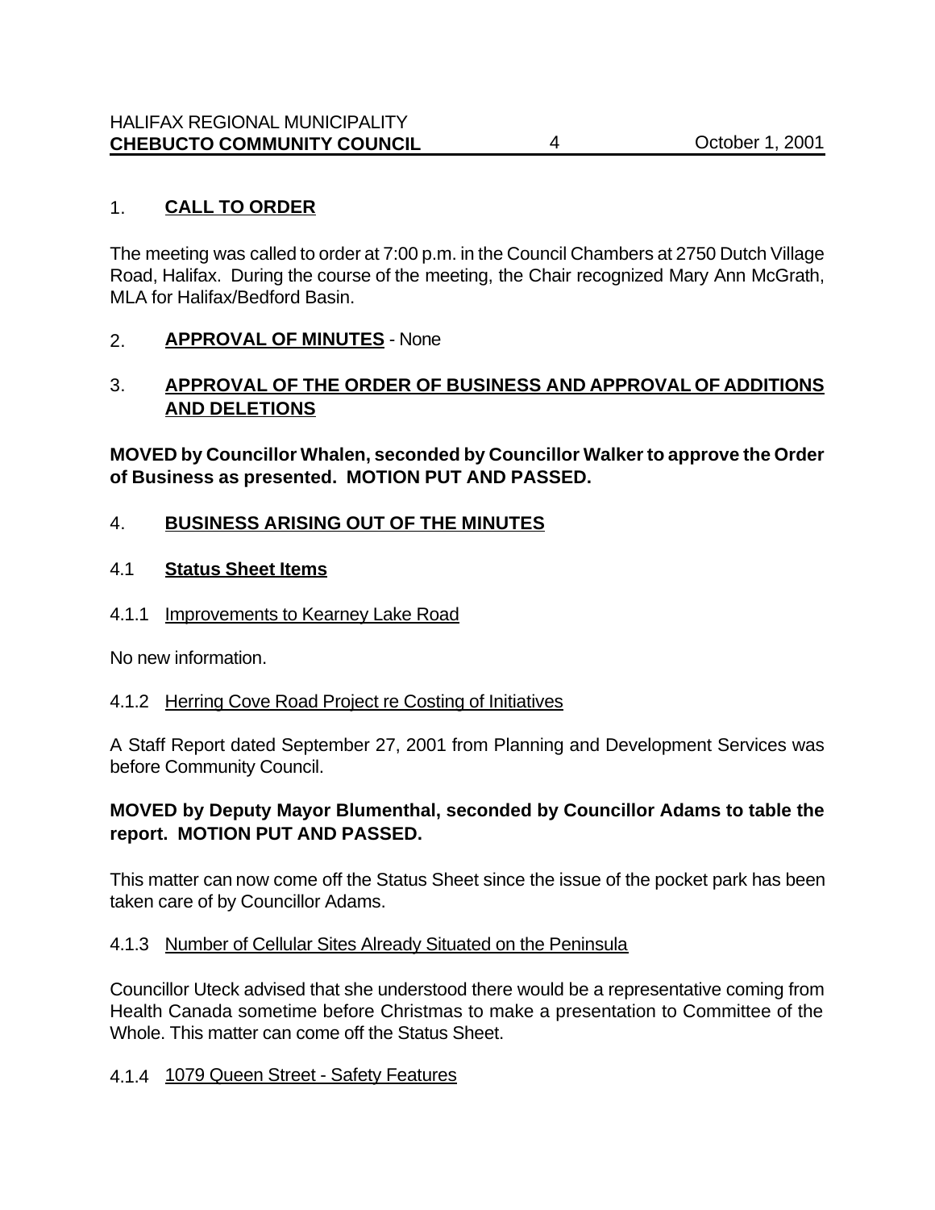## 1. CALL TO ORDER

The meeting was called to order at 7:00 p.m. in the Council Chambers at 2750 Dutch Village Road, Halifax. During the course of the meeting, the Chair recognized Mary Ann McGrath, MLA for Halifax/Bedford Basin.

## 2. APPROVAL OF MINUTES - None

## 3. APPROVAL OF THE ORDER OF BUSINESS AND APPROVAL OF ADDITIONS AND DELETIONS

**MOVED by Councillor Whalen, seconded by Councillor Walker to approve the Order of Business as presented. MOTION PUT AND PASSED.**

## 4. BUSINESS ARISING OUT OF THE MINUTES

### 4.1 Status Sheet Items

#### 4.1.1 Improvements to Kearney Lake Road

No new information.

#### 4.1.2 Herring Cove Road Project re Costing of Initiatives

A Staff Report dated September 27, 2001 from Planning and Development Services was before Community Council.

**MOVED by Deputy Mayor Blumenthal, seconded by Councillor Adams to table the report. MOTION PUT AND PASSED.**

This matter can now come off the Status Sheet since the issue of the pocket park has been taken care of by Councillor Adams.

#### 4.1.3 Number of Cellular Sites Already Situated on the Peninsula

Councillor Uteck advised that she understood there would be a representative coming from Health Canada sometime before Christmas to make a presentation to Committee of the Whole. This matter can come off the Status Sheet.

#### 4.1.4 1079 Queen Street - Safety Features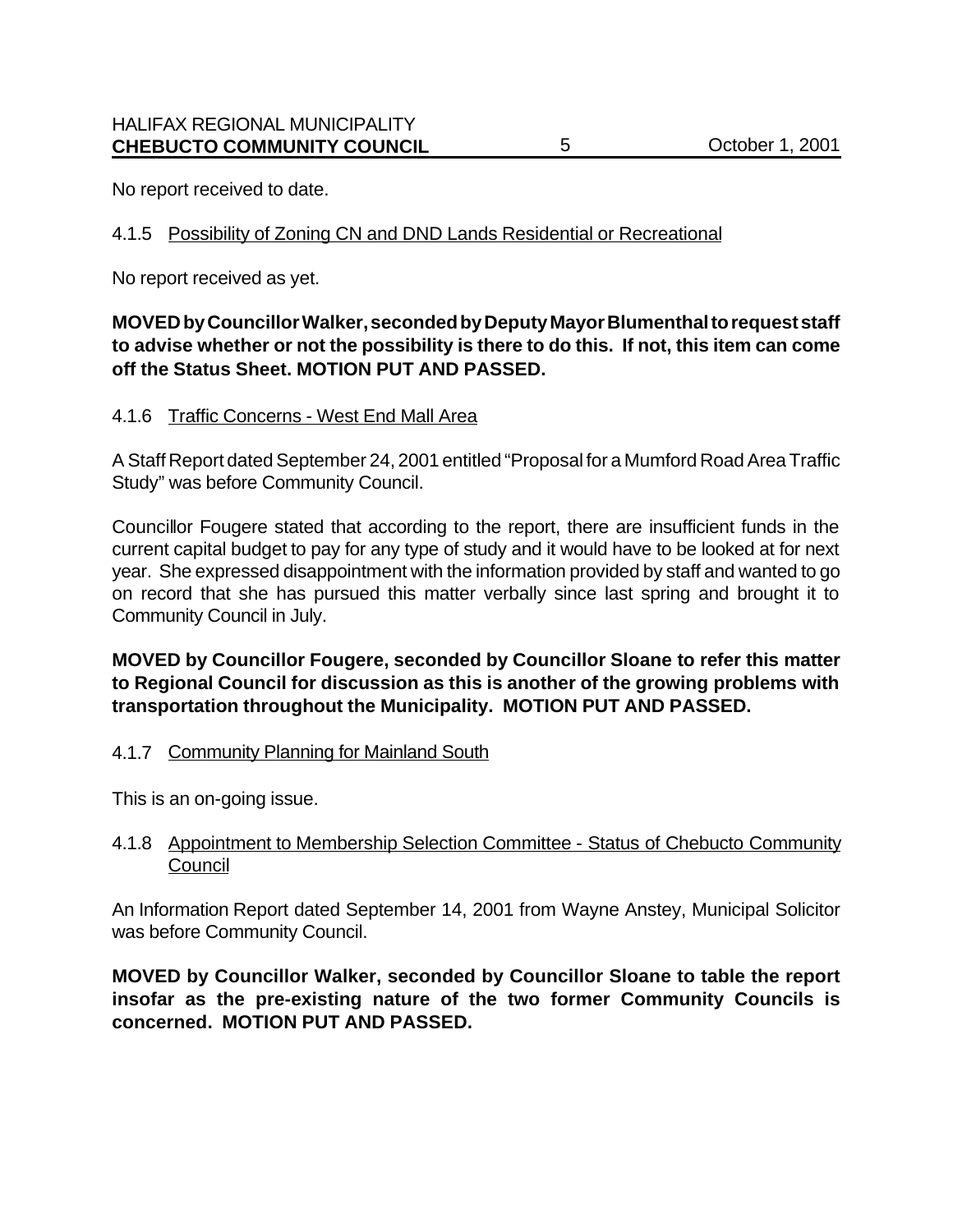No report received to date.

4.1.5 Possibility of Zoning CN and DND Lands Residential or Recreational

No report received as yet.

**MOVED by Councillor Walker, seconded by Deputy Mayor Blumenthal to request staff to advise whether or not the possibility is there to do this. If not, this item can come off the Status Sheet. MOTION PUT AND PASSED.**

4.1.6 Traffic Concerns - West End Mall Area

A Staff Report dated September 24, 2001 entitled "Proposal for a Mumford Road Area Traffic Study" was before Community Council.

Councillor Fougere stated that according to the report, there are insufficient funds in the current capital budget to pay for any type of study and it would have to be looked at for next year. She expressed disappointment with the information provided by staff and wanted to go on record that she has pursued this matter verbally since last spring and brought it to Community Council in July.

**MOVED by Councillor Fougere, seconded by Councillor Sloane to refer this matter to Regional Council for discussion as this is another of the growing problems with transportation throughout the Municipality. MOTION PUT AND PASSED.**

4.1.7 Community Planning for Mainland South

This is an on-going issue.

4.1.8 Appointment to Membership Selection Committee - Status of Chebucto Community Council

An Information Report dated September 14, 2001 from Wayne Anstey, Municipal Solicitor was before Community Council.

**MOVED by Councillor Walker, seconded by Councillor Sloane to table the report insofar as the pre-existing nature of the two former Community Councils is concerned. MOTION PUT AND PASSED.**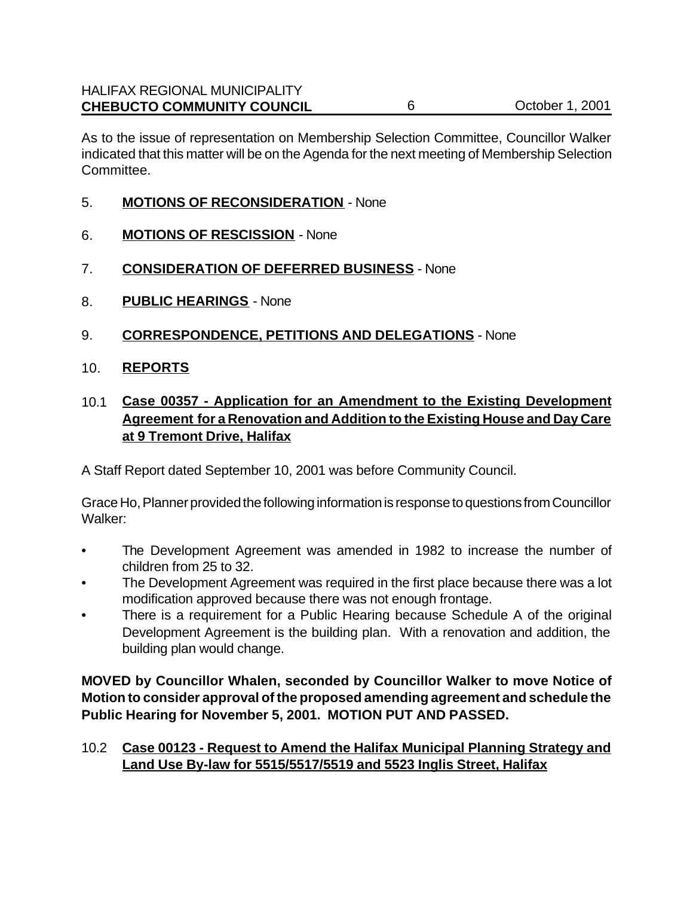As to the issue of representation on Membership Selection Committee, Councillor Walker indicated that this matter will be on the Agenda for the next meeting of Membership Selection Committee.

5. **MOTIONS OF RECONSIDERATION** - None

6. **MOTIONS OF RESCISSION** - None

7. **CONSIDERATION OF DEFERRED BUSINESS** - None

8. **PUBLIC HEARINGS** - None

9. **CORRESPONDENCE, PETITIONS AND DELEGATIONS** - None

10. **REPORTS**

10.1 **Case 00357 - Application for an Amendment to the Existing Development Agreement for a Renovation and Addition to the Existing House and Day Care at 9 Tremont Drive, Halifax**

A Staff Report dated September 10, 2001 was before Community Council.

Grace Ho, Planner provided the following information is response to questions from Councillor Walker:

- The Development Agreement was amended in 1982 to increase the number of children from 25 to 32.
- The Development Agreement was required in the first place because there was a lot modification approved because there was not enough frontage.
- There is a requirement for a Public Hearing because Schedule A of the original Development Agreement is the building plan. With a renovation and addition, the building plan would change.

**MOVED by Councillor Whalen, seconded by Councillor Walker to move Notice of Motion to consider approval of the proposed amending agreement and schedule the Public Hearing for November 5, 2001. MOTION PUT AND PASSED.**

10.2 **Case 00123 - Request to Amend the Halifax Municipal Planning Strategy and Land Use By-law for 5515/5517/5519 and 5523 Inglis Street, Halifax**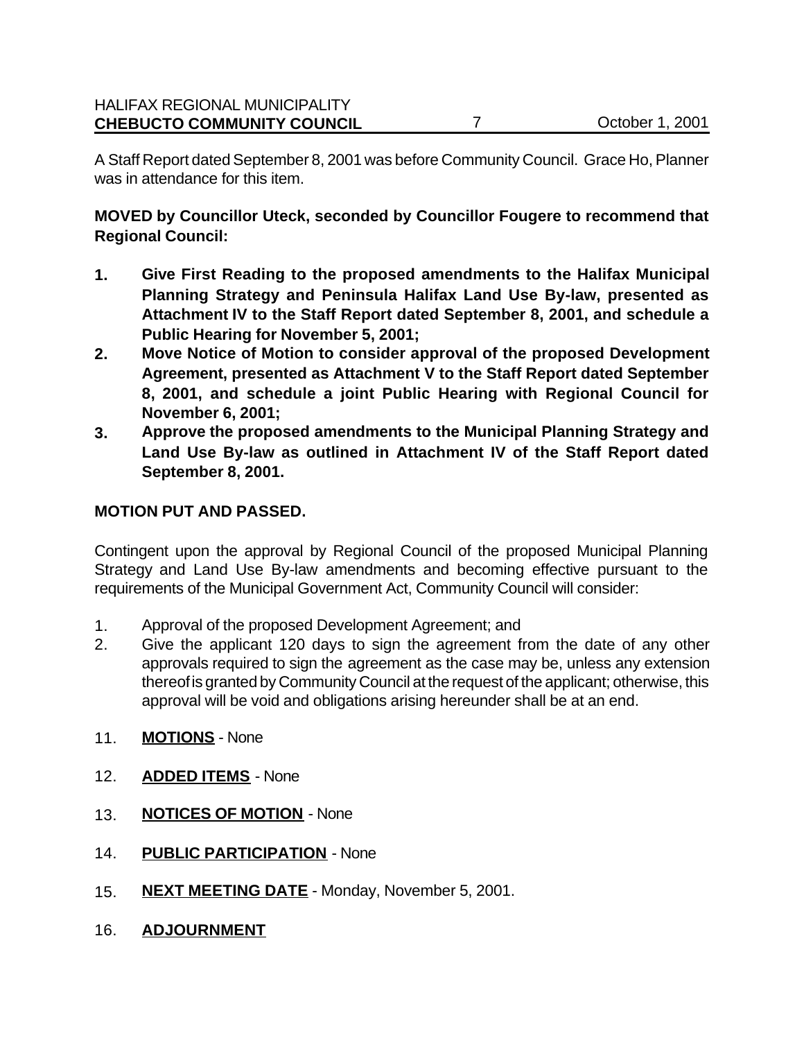A Staff Report dated September 8, 2001 was before Community Council. Grace Ho, Planner was in attendance for this item.

**MOVED by Councillor Uteck, seconded by Councillor Fougere to recommend that Regional Council:**

1. **Give First Reading to the proposed amendments to the Halifax Municipal Planning Strategy and Peninsula Halifax Land Use By-law, presented as Attachment IV to the Staff Report dated September 8, 2001, and schedule a Public Hearing for November 5, 2001;**
2. **Move Notice of Motion to consider approval of the proposed Development Agreement, presented as Attachment V to the Staff Report dated September 8, 2001, and schedule a joint Public Hearing with Regional Council for November 6, 2001;**
3. **Approve the proposed amendments to the Municipal Planning Strategy and Land Use By-law as outlined in Attachment IV of the Staff Report dated September 8, 2001.**

**MOTION PUT AND PASSED.**

Contingent upon the approval by Regional Council of the proposed Municipal Planning Strategy and Land Use By-law amendments and becoming effective pursuant to the requirements of the Municipal Government Act, Community Council will consider:

1. Approval of the proposed Development Agreement; and
2. Give the applicant 120 days to sign the agreement from the date of any other approvals required to sign the agreement as the case may be, unless any extension thereof is granted by Community Council at the request of the applicant; otherwise, this approval will be void and obligations arising hereunder shall be at an end.

11. **MOTIONS** - None

12. **ADDED ITEMS** - None

13. **NOTICES OF MOTION** - None

14. **PUBLIC PARTICIPATION** - None

15. **NEXT MEETING DATE** - Monday, November 5, 2001.

16. **ADJOURNMENT**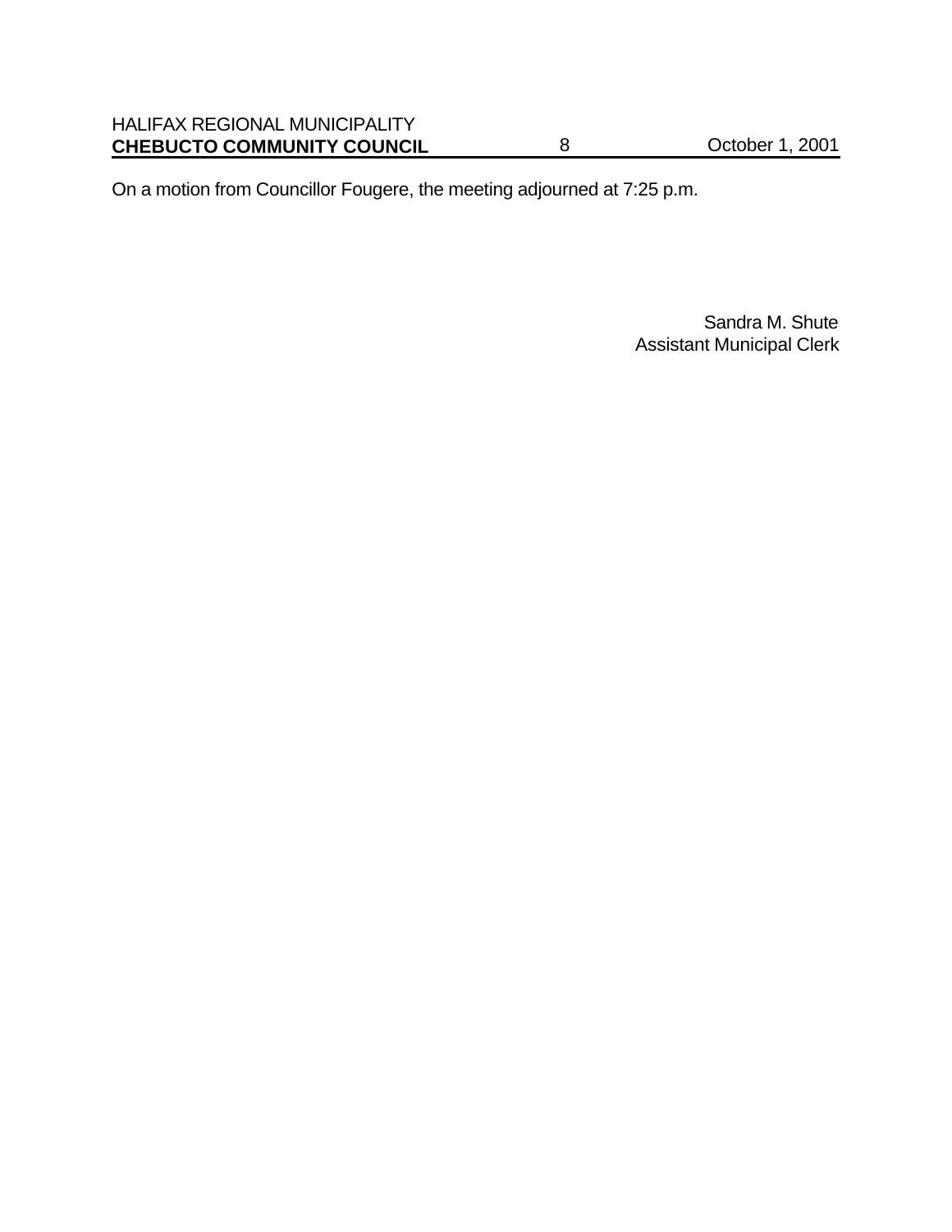On a motion from Councillor Fougere, the meeting adjourned at 7:25 p.m.

Sandra M. Shute
Assistant Municipal Clerk